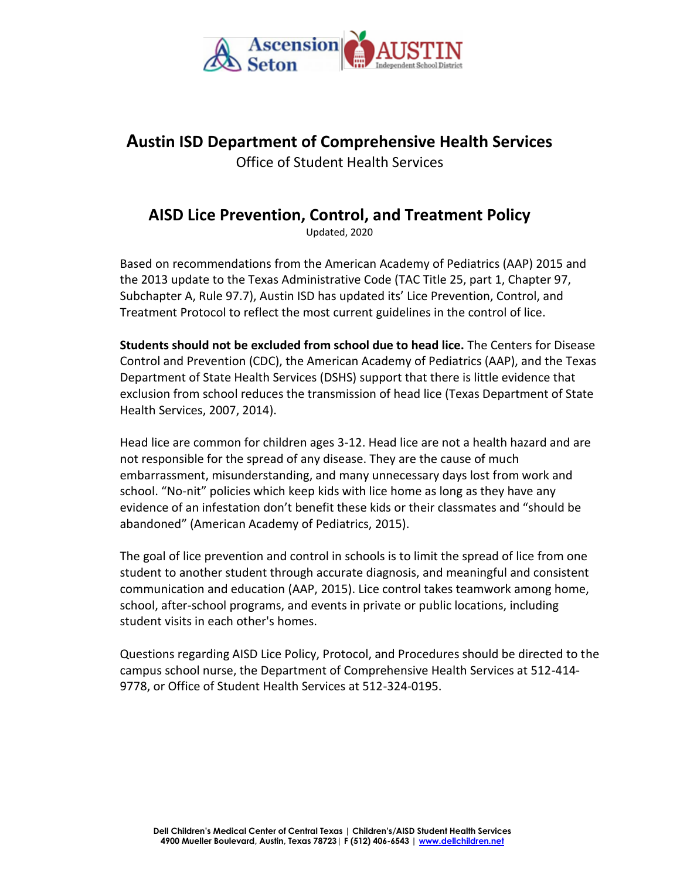# Austin ISD Department of Comprehensive Health Services

Office of Student Health Services

## AISD Lice Prevention, Control, and Treatment Policy

Updated, 2020

Based on recommendations from the American Academy of Pediatrics (AAP) 2015 and the 2013 update to the Texas Administrative Code (TAC Title 25, part 1, Chapter 97, Subchapter A, Rule 97.7), Austin ISD has updated its' Lice Prevention, Control, and Treatment Protocol to reflect the most current guidelines in the control of lice.

**Students should not be excluded from school due to head lice.** The Centers for Disease Control and Prevention (CDC), the American Academy of Pediatrics (AAP), and the Texas Department of State Health Services (DSHS) support that there is little evidence that exclusion from school reduces the transmission of head lice (Texas Department of State Health Services, 2007, 2014).

Head lice are common for children ages 3-12. Head lice are not a health hazard and are not responsible for the spread of any disease. They are the cause of much embarrassment, misunderstanding, and many unnecessary days lost from work and school. "No-nit" policies which keep kids with lice home as long as they have any evidence of an infestation don't benefit these kids or their classmates and "should be abandoned" (American Academy of Pediatrics, 2015).

The goal of lice prevention and control in schools is to limit the spread of lice from one student to another student through accurate diagnosis, and meaningful and consistent communication and education (AAP, 2015). Lice control takes teamwork among home, school, after-school programs, and events in private or public locations, including student visits in each other's homes.

Questions regarding AISD Lice Policy, Protocol, and Procedures should be directed to the campus school nurse, the Department of Comprehensive Health Services at 512-414-9778, or Office of Student Health Services at 512-324-0195.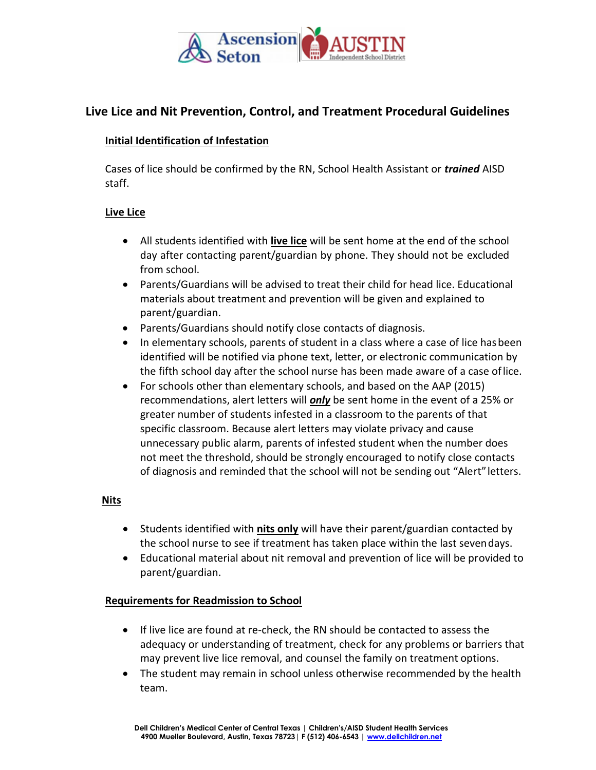# Live Lice and Nit Prevention, Control, and Treatment Procedural Guidelines

## Initial Identification of Infestation

Cases of lice should be confirmed by the RN, School Health Assistant or ***trained*** AISD staff.

## Live Lice

- All students identified with **live lice** will be sent home at the end of the school day after contacting parent/guardian by phone. They should not be excluded from school.
- Parents/Guardians will be advised to treat their child for head lice. Educational materials about treatment and prevention will be given and explained to parent/guardian.
- Parents/Guardians should notify close contacts of diagnosis.
- In elementary schools, parents of student in a class where a case of lice has been identified will be notified via phone text, letter, or electronic communication by the fifth school day after the school nurse has been made aware of a case of lice.
- For schools other than elementary schools, and based on the AAP (2015) recommendations, alert letters will ***only*** be sent home in the event of a 25% or greater number of students infested in a classroom to the parents of that specific classroom. Because alert letters may violate privacy and cause unnecessary public alarm, parents of infested student when the number does not meet the threshold, should be strongly encouraged to notify close contacts of diagnosis and reminded that the school will not be sending out "Alert" letters.

## Nits

- Students identified with **nits only** will have their parent/guardian contacted by the school nurse to see if treatment has taken place within the last seven days.
- Educational material about nit removal and prevention of lice will be provided to parent/guardian.

## Requirements for Readmission to School

- If live lice are found at re-check, the RN should be contacted to assess the adequacy or understanding of treatment, check for any problems or barriers that may prevent live lice removal, and counsel the family on treatment options.
- The student may remain in school unless otherwise recommended by the health team.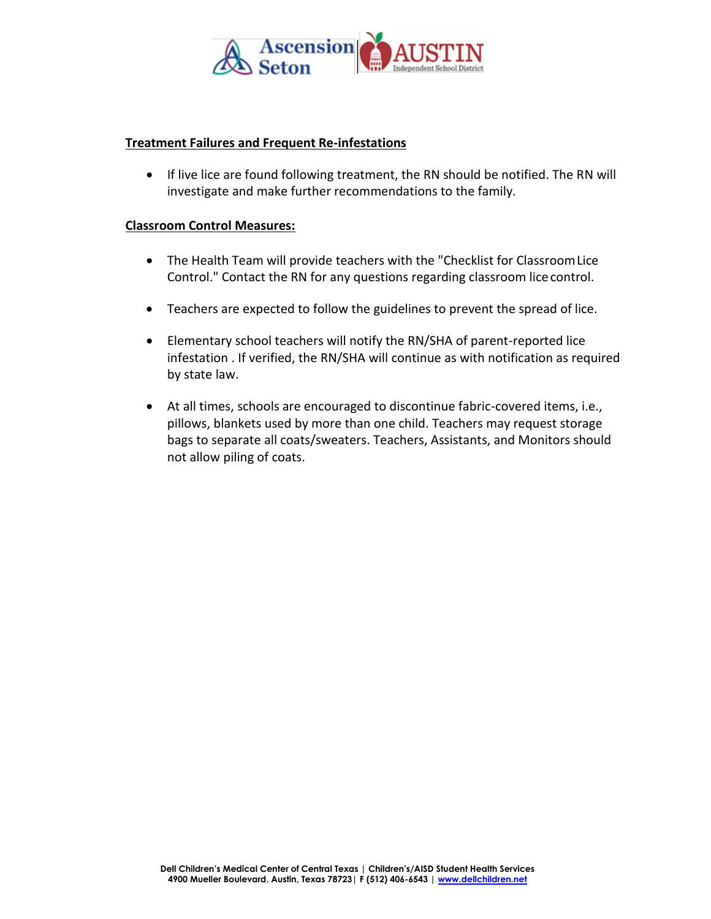**Treatment Failures and Frequent Re-infestations**

- If live lice are found following treatment, the RN should be notified. The RN will investigate and make further recommendations to the family.

**Classroom Control Measures:**

- The Health Team will provide teachers with the "Checklist for Classroom Lice Control." Contact the RN for any questions regarding classroom lice control.
- Teachers are expected to follow the guidelines to prevent the spread of lice.
- Elementary school teachers will notify the RN/SHA of parent-reported lice infestation . If verified, the RN/SHA will continue as with notification as required by state law.
- At all times, schools are encouraged to discontinue fabric-covered items, i.e., pillows, blankets used by more than one child. Teachers may request storage bags to separate all coats/sweaters. Teachers, Assistants, and Monitors should not allow piling of coats.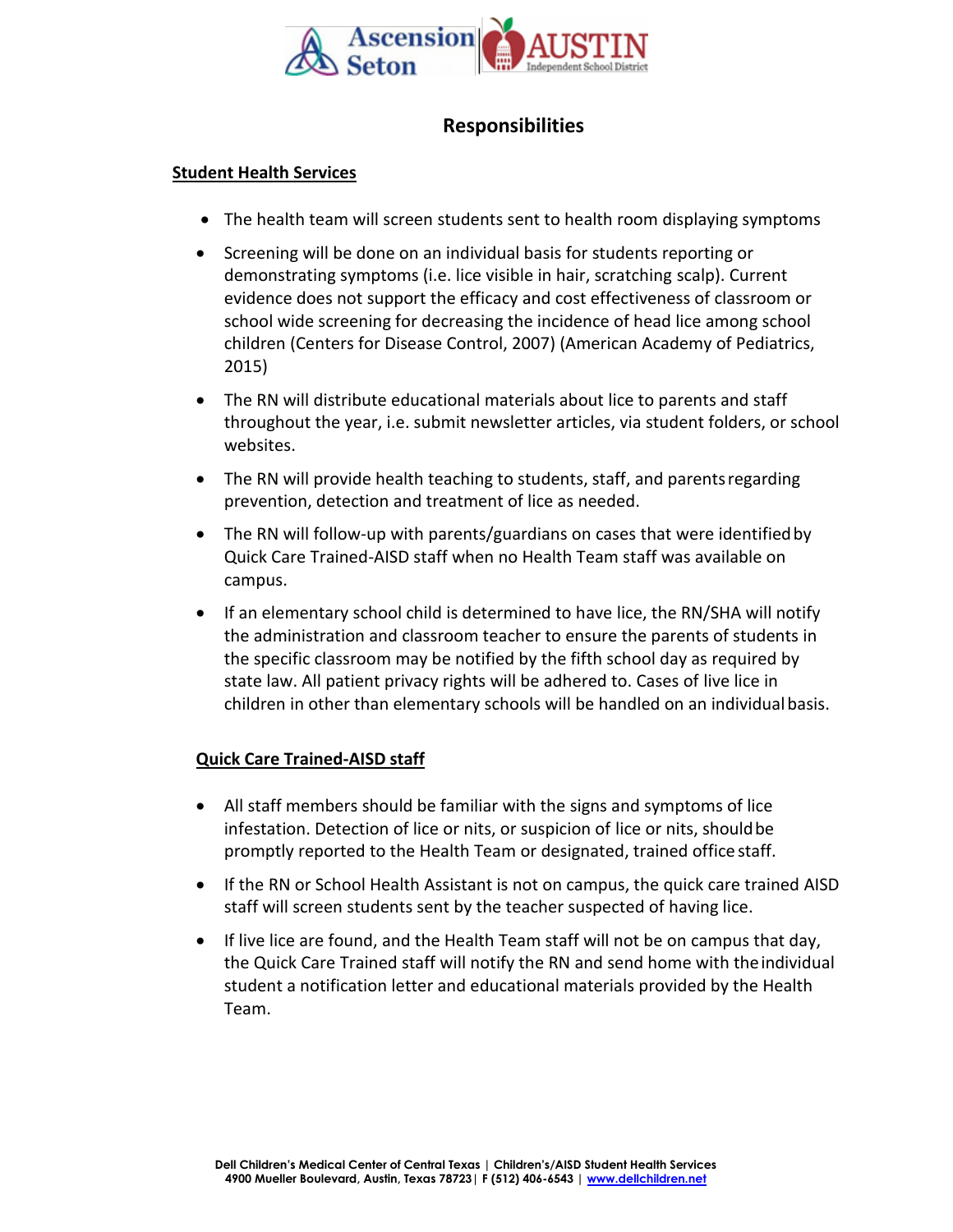# Responsibilities

## Student Health Services

- The health team will screen students sent to health room displaying symptoms
- Screening will be done on an individual basis for students reporting or demonstrating symptoms (i.e. lice visible in hair, scratching scalp). Current evidence does not support the efficacy and cost effectiveness of classroom or school wide screening for decreasing the incidence of head lice among school children (Centers for Disease Control, 2007) (American Academy of Pediatrics, 2015)
- The RN will distribute educational materials about lice to parents and staff throughout the year, i.e. submit newsletter articles, via student folders, or school websites.
- The RN will provide health teaching to students, staff, and parents regarding prevention, detection and treatment of lice as needed.
- The RN will follow-up with parents/guardians on cases that were identified by Quick Care Trained-AISD staff when no Health Team staff was available on campus.
- If an elementary school child is determined to have lice, the RN/SHA will notify the administration and classroom teacher to ensure the parents of students in the specific classroom may be notified by the fifth school day as required by state law. All patient privacy rights will be adhered to. Cases of live lice in children in other than elementary schools will be handled on an individual basis.

## Quick Care Trained-AISD staff

- All staff members should be familiar with the signs and symptoms of lice infestation. Detection of lice or nits, or suspicion of lice or nits, should be promptly reported to the Health Team or designated, trained office staff.
- If the RN or School Health Assistant is not on campus, the quick care trained AISD staff will screen students sent by the teacher suspected of having lice.
- If live lice are found, and the Health Team staff will not be on campus that day, the Quick Care Trained staff will notify the RN and send home with the individual student a notification letter and educational materials provided by the Health Team.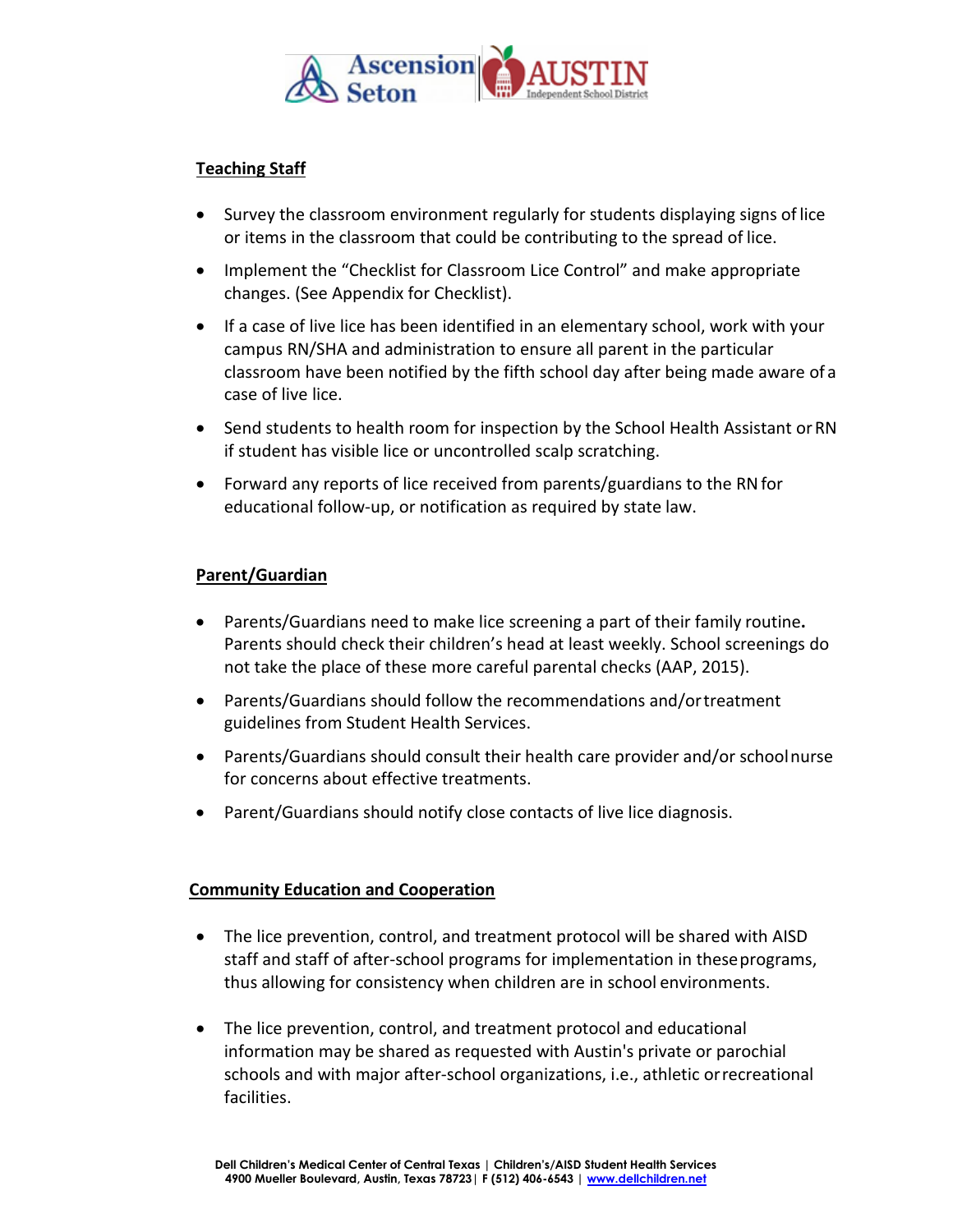**Teaching Staff**

- Survey the classroom environment regularly for students displaying signs of lice or items in the classroom that could be contributing to the spread of lice.
- Implement the "Checklist for Classroom Lice Control" and make appropriate changes. (See Appendix for Checklist).
- If a case of live lice has been identified in an elementary school, work with your campus RN/SHA and administration to ensure all parent in the particular classroom have been notified by the fifth school day after being made aware of a case of live lice.
- Send students to health room for inspection by the School Health Assistant or RN if student has visible lice or uncontrolled scalp scratching.
- Forward any reports of lice received from parents/guardians to the RN for educational follow-up, or notification as required by state law.

**Parent/Guardian**

- Parents/Guardians need to make lice screening a part of their family routine**.** Parents should check their children's head at least weekly. School screenings do not take the place of these more careful parental checks (AAP, 2015).
- Parents/Guardians should follow the recommendations and/or treatment guidelines from Student Health Services.
- Parents/Guardians should consult their health care provider and/or school nurse for concerns about effective treatments.
- Parent/Guardians should notify close contacts of live lice diagnosis.

**Community Education and Cooperation**

- The lice prevention, control, and treatment protocol will be shared with AISD staff and staff of after-school programs for implementation in these programs, thus allowing for consistency when children are in school environments.
- The lice prevention, control, and treatment protocol and educational information may be shared as requested with Austin's private or parochial schools and with major after-school organizations, i.e., athletic or recreational facilities.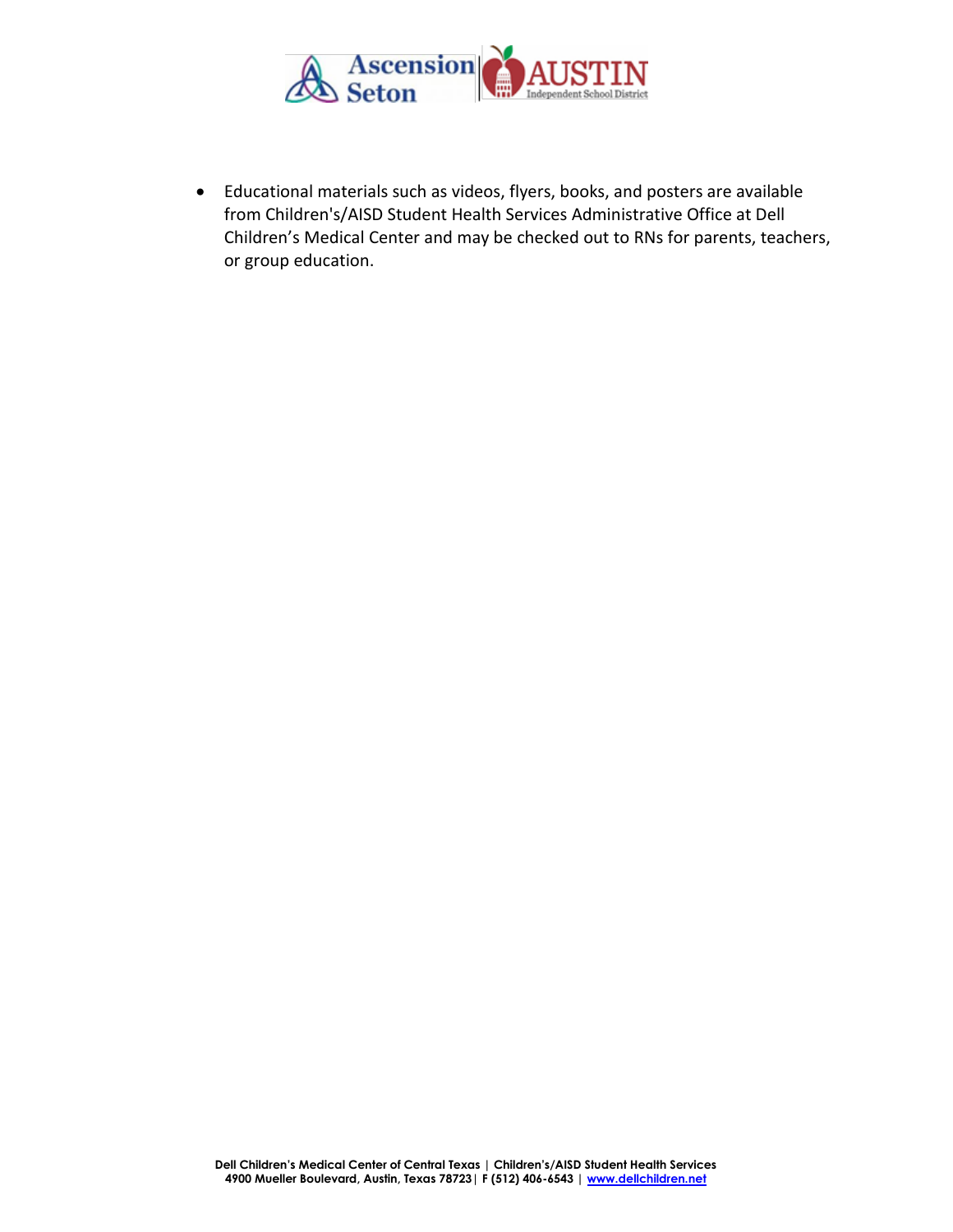- Educational materials such as videos, flyers, books, and posters are available from Children's/AISD Student Health Services Administrative Office at Dell Children's Medical Center and may be checked out to RNs for parents, teachers, or group education.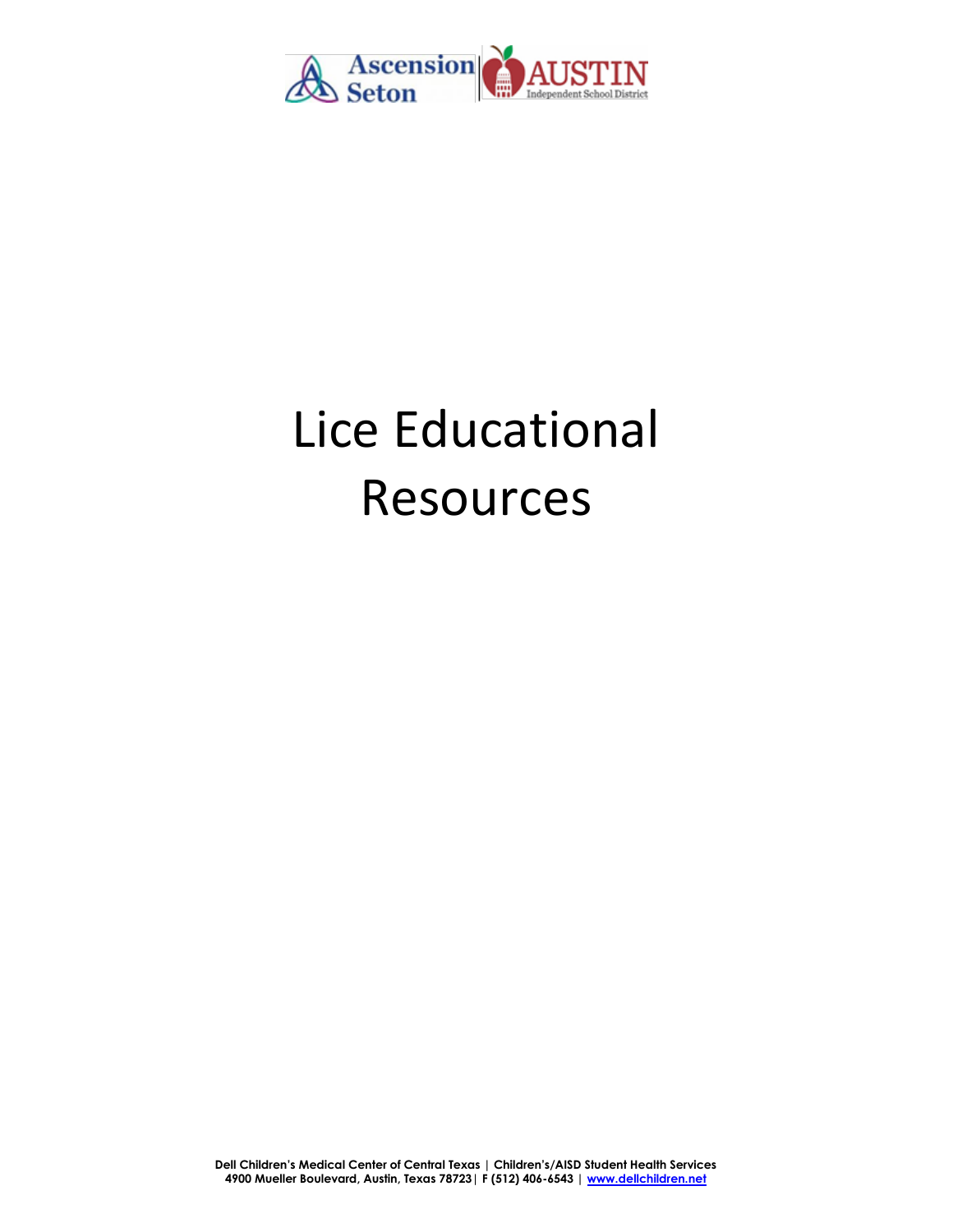# Lice Educational Resources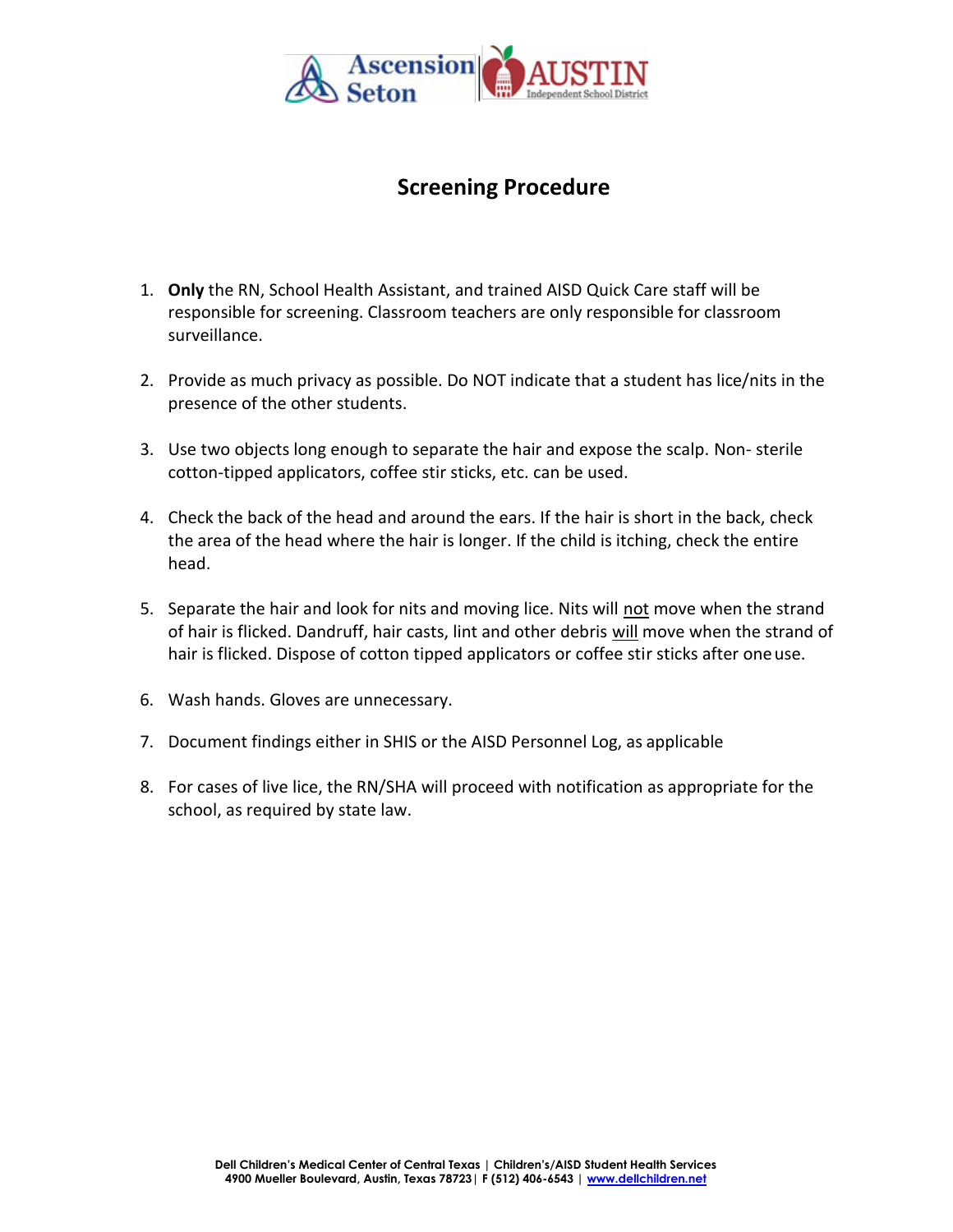# Screening Procedure

1. **Only** the RN, School Health Assistant, and trained AISD Quick Care staff will be responsible for screening. Classroom teachers are only responsible for classroom surveillance.

2. Provide as much privacy as possible. Do NOT indicate that a student has lice/nits in the presence of the other students.

3. Use two objects long enough to separate the hair and expose the scalp. Non- sterile cotton-tipped applicators, coffee stir sticks, etc. can be used.

4. Check the back of the head and around the ears. If the hair is short in the back, check the area of the head where the hair is longer. If the child is itching, check the entire head.

5. Separate the hair and look for nits and moving lice. Nits will <u>not</u> move when the strand of hair is flicked. Dandruff, hair casts, lint and other debris <u>will</u> move when the strand of hair is flicked. Dispose of cotton tipped applicators or coffee stir sticks after one use.

6. Wash hands. Gloves are unnecessary.

7. Document findings either in SHIS or the AISD Personnel Log, as applicable

8. For cases of live lice, the RN/SHA will proceed with notification as appropriate for the school, as required by state law.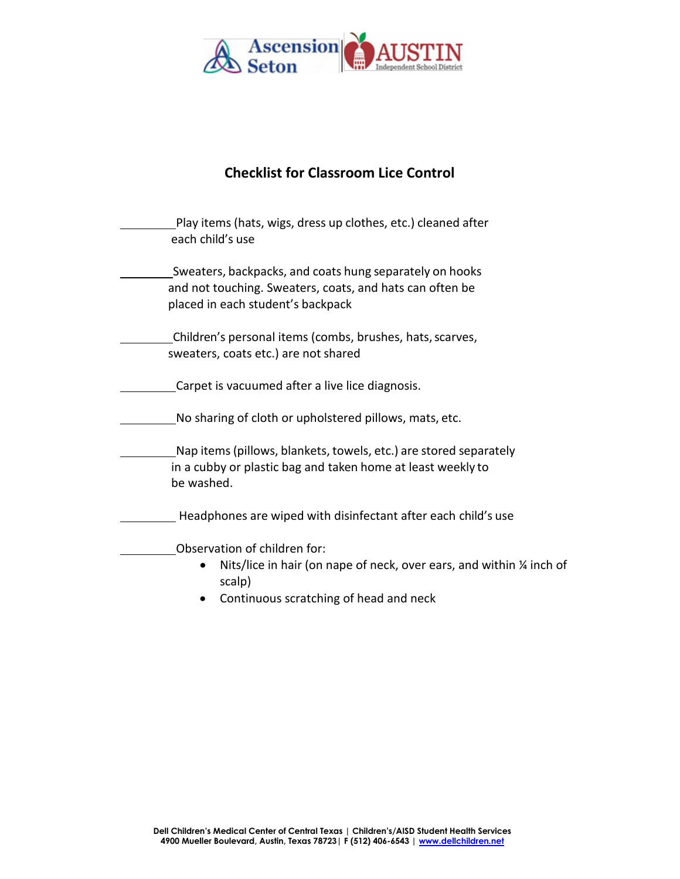## Checklist for Classroom Lice Control

_________ Play items (hats, wigs, dress up clothes, etc.) cleaned after each child's use

_________ Sweaters, backpacks, and coats hung separately on hooks and not touching. Sweaters, coats, and hats can often be placed in each student's backpack

_________ Children's personal items (combs, brushes, hats, scarves, sweaters, coats etc.) are not shared

_________ Carpet is vacuumed after a live lice diagnosis.

_________ No sharing of cloth or upholstered pillows, mats, etc.

_________ Nap items (pillows, blankets, towels, etc.) are stored separately in a cubby or plastic bag and taken home at least weekly to be washed.

_________ Headphones are wiped with disinfectant after each child's use

_________ Observation of children for:

- Nits/lice in hair (on nape of neck, over ears, and within ¼ inch of scalp)
- Continuous scratching of head and neck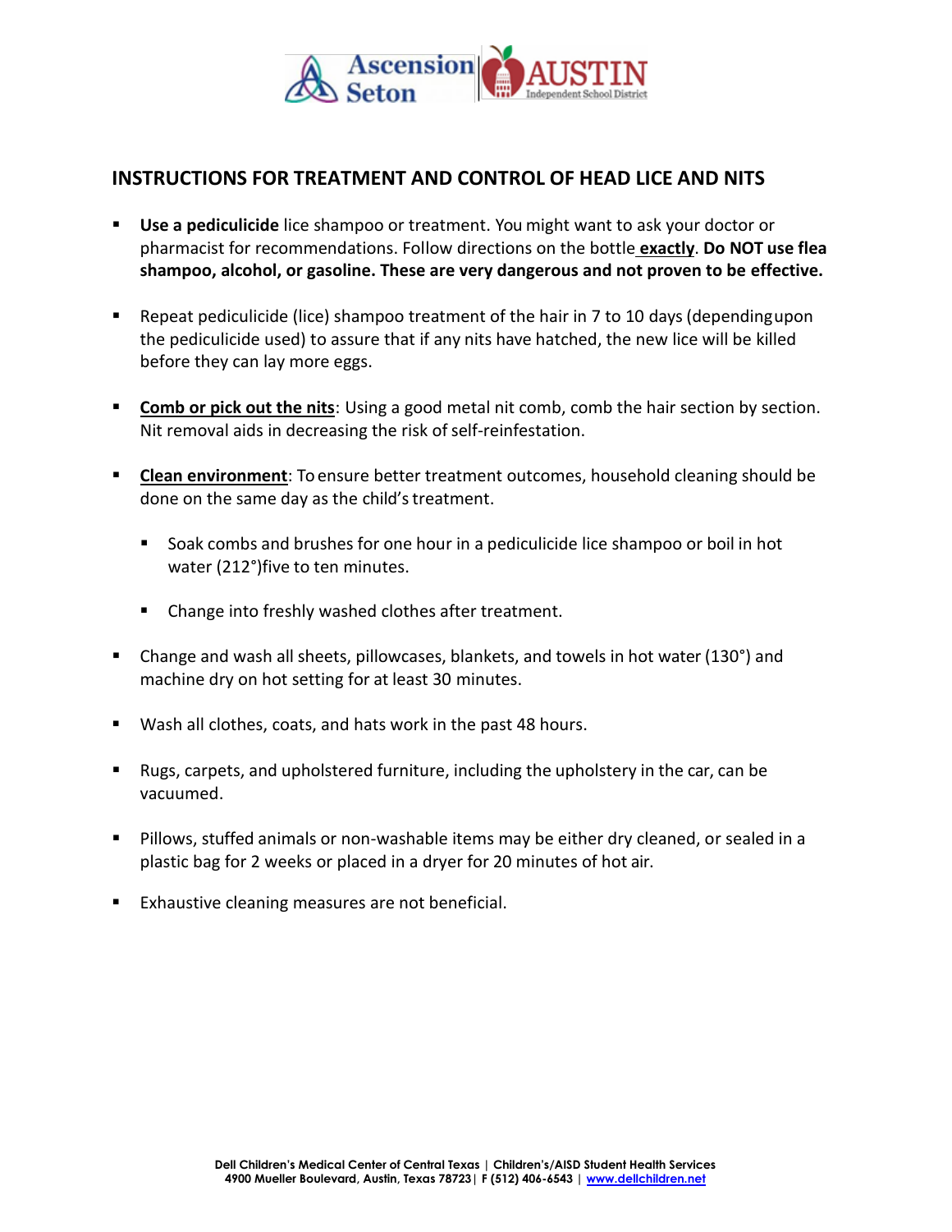## INSTRUCTIONS FOR TREATMENT AND CONTROL OF HEAD LICE AND NITS

- **Use a pediculicide** lice shampoo or treatment. You might want to ask your doctor or pharmacist for recommendations. Follow directions on the bottle **<u>exactly</u>**. **Do NOT use flea shampoo, alcohol, or gasoline. These are very dangerous and not proven to be effective.**

- Repeat pediculicide (lice) shampoo treatment of the hair in 7 to 10 days (depending upon the pediculicide used) to assure that if any nits have hatched, the new lice will be killed before they can lay more eggs.

- **<u>Comb or pick out the nits</u>**: Using a good metal nit comb, comb the hair section by section. Nit removal aids in decreasing the risk of self-reinfestation.

- **<u>Clean environment</u>**: To ensure better treatment outcomes, household cleaning should be done on the same day as the child's treatment.

  - Soak combs and brushes for one hour in a pediculicide lice shampoo or boil in hot water (212°)five to ten minutes.

  - Change into freshly washed clothes after treatment.

- Change and wash all sheets, pillowcases, blankets, and towels in hot water (130°) and machine dry on hot setting for at least 30 minutes.

- Wash all clothes, coats, and hats work in the past 48 hours.

- Rugs, carpets, and upholstered furniture, including the upholstery in the car, can be vacuumed.

- Pillows, stuffed animals or non-washable items may be either dry cleaned, or sealed in a plastic bag for 2 weeks or placed in a dryer for 20 minutes of hot air.

- Exhaustive cleaning measures are not beneficial.

**Dell Children's Medical Center of Central Texas | Children's/AISD Student Health Services**
**4900 Mueller Boulevard, Austin, Texas 78723| F (512) 406-6543 | www.dellchildren.net**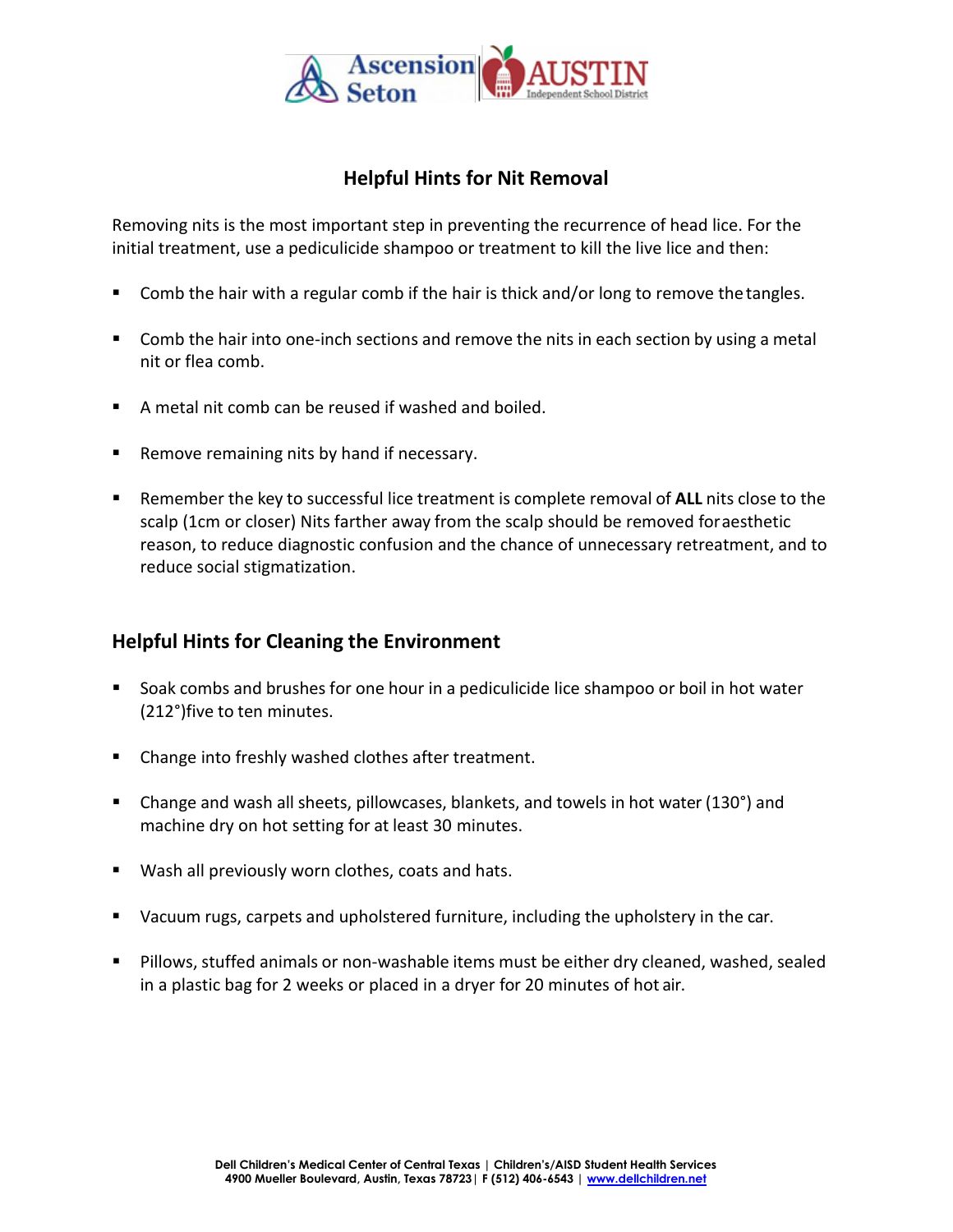## Helpful Hints for Nit Removal

Removing nits is the most important step in preventing the recurrence of head lice. For the initial treatment, use a pediculicide shampoo or treatment to kill the live lice and then:

- Comb the hair with a regular comb if the hair is thick and/or long to remove the tangles.
- Comb the hair into one-inch sections and remove the nits in each section by using a metal nit or flea comb.
- A metal nit comb can be reused if washed and boiled.
- Remove remaining nits by hand if necessary.
- Remember the key to successful lice treatment is complete removal of **ALL** nits close to the scalp (1cm or closer) Nits farther away from the scalp should be removed for aesthetic reason, to reduce diagnostic confusion and the chance of unnecessary retreatment, and to reduce social stigmatization.

## Helpful Hints for Cleaning the Environment

- Soak combs and brushes for one hour in a pediculicide lice shampoo or boil in hot water (212°)five to ten minutes.
- Change into freshly washed clothes after treatment.
- Change and wash all sheets, pillowcases, blankets, and towels in hot water (130°) and machine dry on hot setting for at least 30 minutes.
- Wash all previously worn clothes, coats and hats.
- Vacuum rugs, carpets and upholstered furniture, including the upholstery in the car.
- Pillows, stuffed animals or non-washable items must be either dry cleaned, washed, sealed in a plastic bag for 2 weeks or placed in a dryer for 20 minutes of hot air.

**Dell Children's Medical Center of Central Texas | Children's/AISD Student Health Services**
**4900 Mueller Boulevard, Austin, Texas 78723| F (512) 406-6543 | www.dellchildren.net**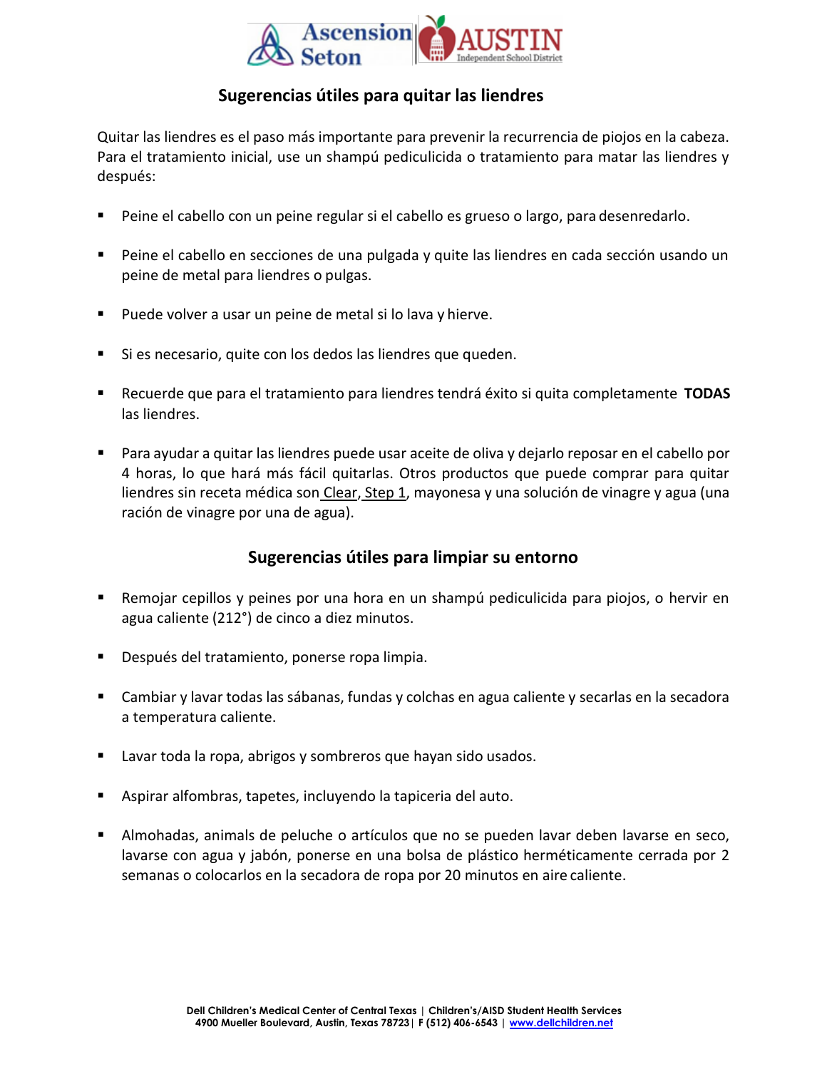## Sugerencias útiles para quitar las liendres

Quitar las liendres es el paso más importante para prevenir la recurrencia de piojos en la cabeza. Para el tratamiento inicial, use un shampú pediculicida o tratamiento para matar las liendres y después:

- Peine el cabello con un peine regular si el cabello es grueso o largo, para desenredarlo.
- Peine el cabello en secciones de una pulgada y quite las liendres en cada sección usando un peine de metal para liendres o pulgas.
- Puede volver a usar un peine de metal si lo lava y hierve.
- Si es necesario, quite con los dedos las liendres que queden.
- Recuerde que para el tratamiento para liendres tendrá éxito si quita completamente **TODAS** las liendres.
- Para ayudar a quitar las liendres puede usar aceite de oliva y dejarlo reposar en el cabello por 4 horas, lo que hará más fácil quitarlas. Otros productos que puede comprar para quitar liendres sin receta médica son Clear, Step 1, mayonesa y una solución de vinagre y agua (una ración de vinagre por una de agua).

## Sugerencias útiles para limpiar su entorno

- Remojar cepillos y peines por una hora en un shampú pediculicida para piojos, o hervir en agua caliente (212°) de cinco a diez minutos.
- Después del tratamiento, ponerse ropa limpia.
- Cambiar y lavar todas las sábanas, fundas y colchas en agua caliente y secarlas en la secadora a temperatura caliente.
- Lavar toda la ropa, abrigos y sombreros que hayan sido usados.
- Aspirar alfombras, tapetes, incluyendo la tapiceria del auto.
- Almohadas, animals de peluche o artículos que no se pueden lavar deben lavarse en seco, lavarse con agua y jabón, ponerse en una bolsa de plástico herméticamente cerrada por 2 semanas o colocarlos en la secadora de ropa por 20 minutos en aire caliente.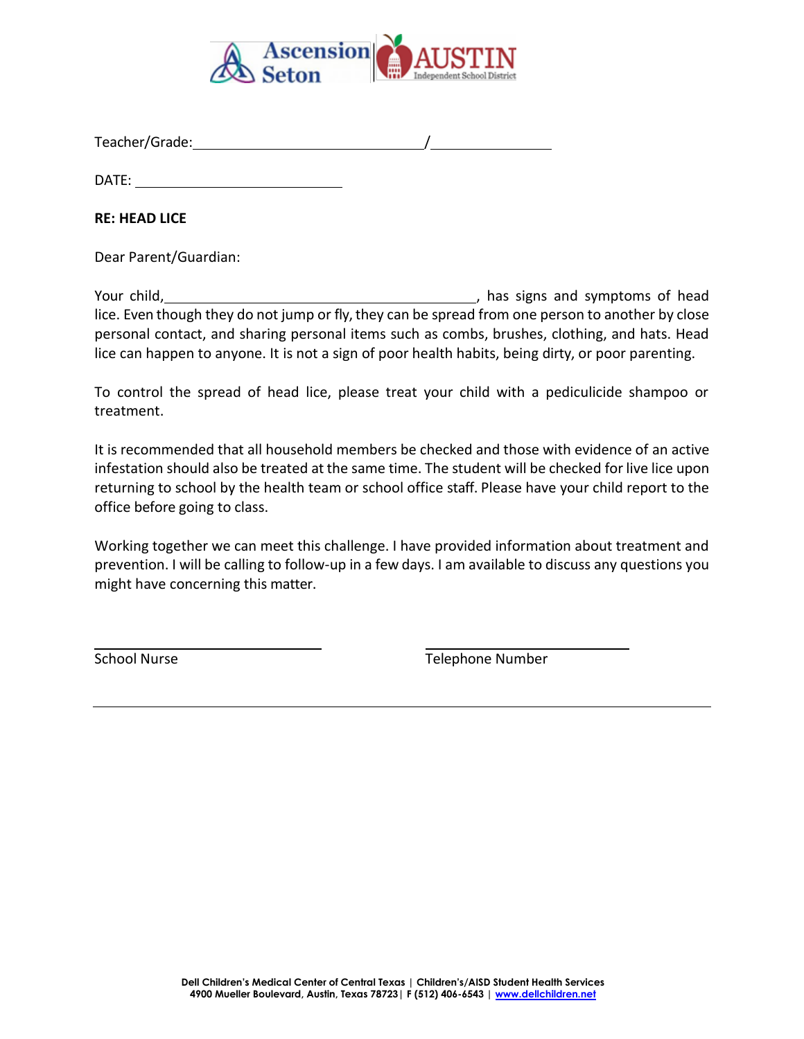Teacher/Grade:________________________________/________________

DATE: ____________________________

**RE: HEAD LICE**

Dear Parent/Guardian:

Your child,_________________________________________, has signs and symptoms of head lice. Even though they do not jump or fly, they can be spread from one person to another by close personal contact, and sharing personal items such as combs, brushes, clothing, and hats. Head lice can happen to anyone. It is not a sign of poor health habits, being dirty, or poor parenting.

To control the spread of head lice, please treat your child with a pediculicide shampoo or treatment.

It is recommended that all household members be checked and those with evidence of an active infestation should also be treated at the same time. The student will be checked for live lice upon returning to school by the health team or school office staff. Please have your child report to the office before going to class.

Working together we can meet this challenge. I have provided information about treatment and prevention. I will be calling to follow-up in a few days. I am available to discuss any questions you might have concerning this matter.

________________________________ ________________________________

School Nurse Telephone Number

---

**Dell Children's Medical Center of Central Texas | Children's/AISD Student Health Services**
**4900 Mueller Boulevard, Austin, Texas 78723| F (512) 406-6543 | www.dellchildren.net**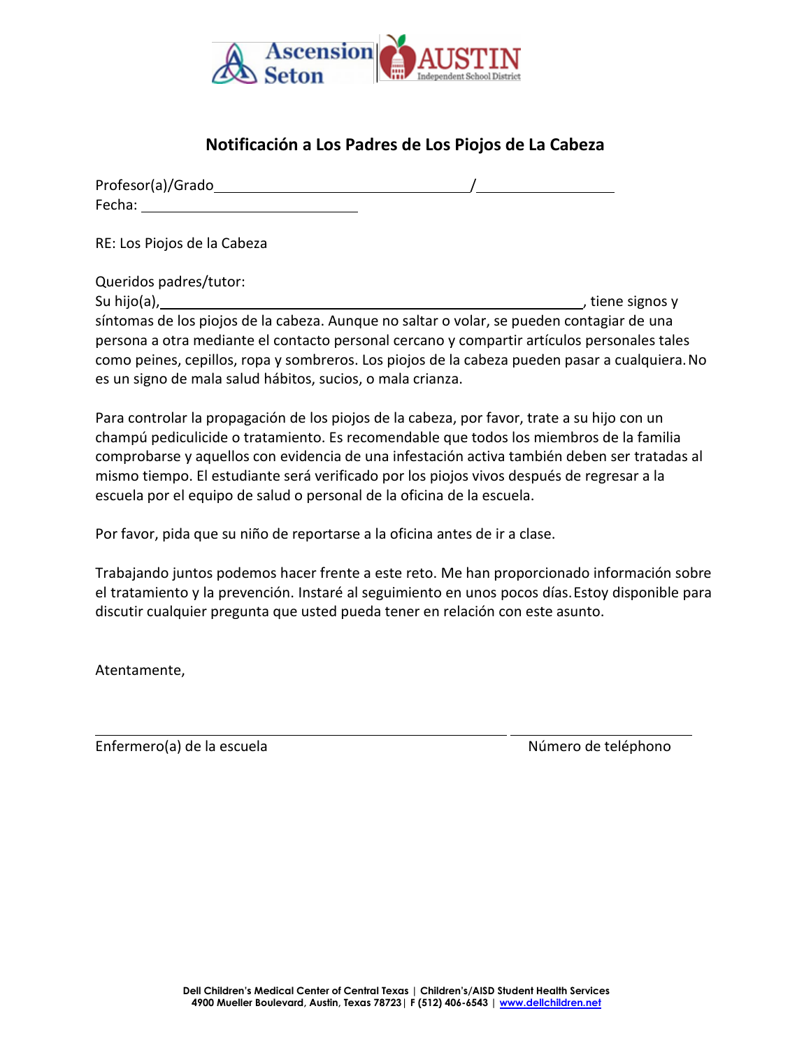# Notificación a Los Padres de Los Piojos de La Cabeza

Profesor(a)/Grado________________________________/________________

Fecha: ____________________________

RE: Los Piojos de la Cabeza

Queridos padres/tutor:

Su hijo(a),______________________________________________________, tiene signos y síntomas de los piojos de la cabeza. Aunque no saltar o volar, se pueden contagiar de una persona a otra mediante el contacto personal cercano y compartir artículos personales tales como peines, cepillos, ropa y sombreros. Los piojos de la cabeza pueden pasar a cualquiera. No es un signo de mala salud hábitos, sucios, o mala crianza.

Para controlar la propagación de los piojos de la cabeza, por favor, trate a su hijo con un champú pediculicide o tratamiento. Es recomendable que todos los miembros de la familia comprobarse y aquellos con evidencia de una infestación activa también deben ser tratadas al mismo tiempo. El estudiante será verificado por los piojos vivos después de regresar a la escuela por el equipo de salud o personal de la oficina de la escuela.

Por favor, pida que su niño de reportarse a la oficina antes de ir a clase.

Trabajando juntos podemos hacer frente a este reto. Me han proporcionado información sobre el tratamiento y la prevención. Instaré al seguimiento en unos pocos días. Estoy disponible para discutir cualquier pregunta que usted pueda tener en relación con este asunto.

Atentamente,

_____________________________________________________ ________________________

Enfermero(a) de la escuela Número de teléphono

**Dell Children's Medical Center of Central Texas | Children's/AISD Student Health Services**
**4900 Mueller Boulevard, Austin, Texas 78723| F (512) 406-6543 | www.dellchildren.net**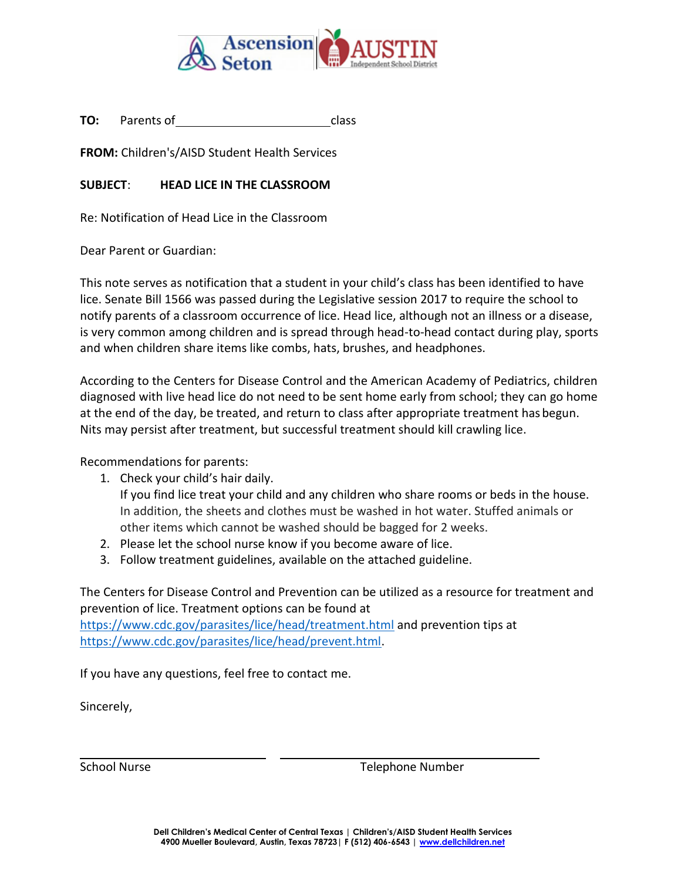**TO:** Parents of ______________________ class

**FROM:** Children's/AISD Student Health Services

**SUBJECT**: **HEAD LICE IN THE CLASSROOM**

Re: Notification of Head Lice in the Classroom

Dear Parent or Guardian:

This note serves as notification that a student in your child's class has been identified to have lice. Senate Bill 1566 was passed during the Legislative session 2017 to require the school to notify parents of a classroom occurrence of lice. Head lice, although not an illness or a disease, is very common among children and is spread through head-to-head contact during play, sports and when children share items like combs, hats, brushes, and headphones.

According to the Centers for Disease Control and the American Academy of Pediatrics, children diagnosed with live head lice do not need to be sent home early from school; they can go home at the end of the day, be treated, and return to class after appropriate treatment has begun. Nits may persist after treatment, but successful treatment should kill crawling lice.

Recommendations for parents:

1. Check your child's hair daily.
   If you find lice treat your child and any children who share rooms or beds in the house. In addition, the sheets and clothes must be washed in hot water. Stuffed animals or other items which cannot be washed should be bagged for 2 weeks.
2. Please let the school nurse know if you become aware of lice.
3. Follow treatment guidelines, available on the attached guideline.

The Centers for Disease Control and Prevention can be utilized as a resource for treatment and prevention of lice. Treatment options can be found at https://www.cdc.gov/parasites/lice/head/treatment.html and prevention tips at https://www.cdc.gov/parasites/lice/head/prevent.html.

If you have any questions, feel free to contact me.

Sincerely,

______________________ ______________________

School Nurse Telephone Number

**Dell Children's Medical Center of Central Texas | Children's/AISD Student Health Services**
**4900 Mueller Boulevard, Austin, Texas 78723| F (512) 406-6543 | www.dellchildren.net**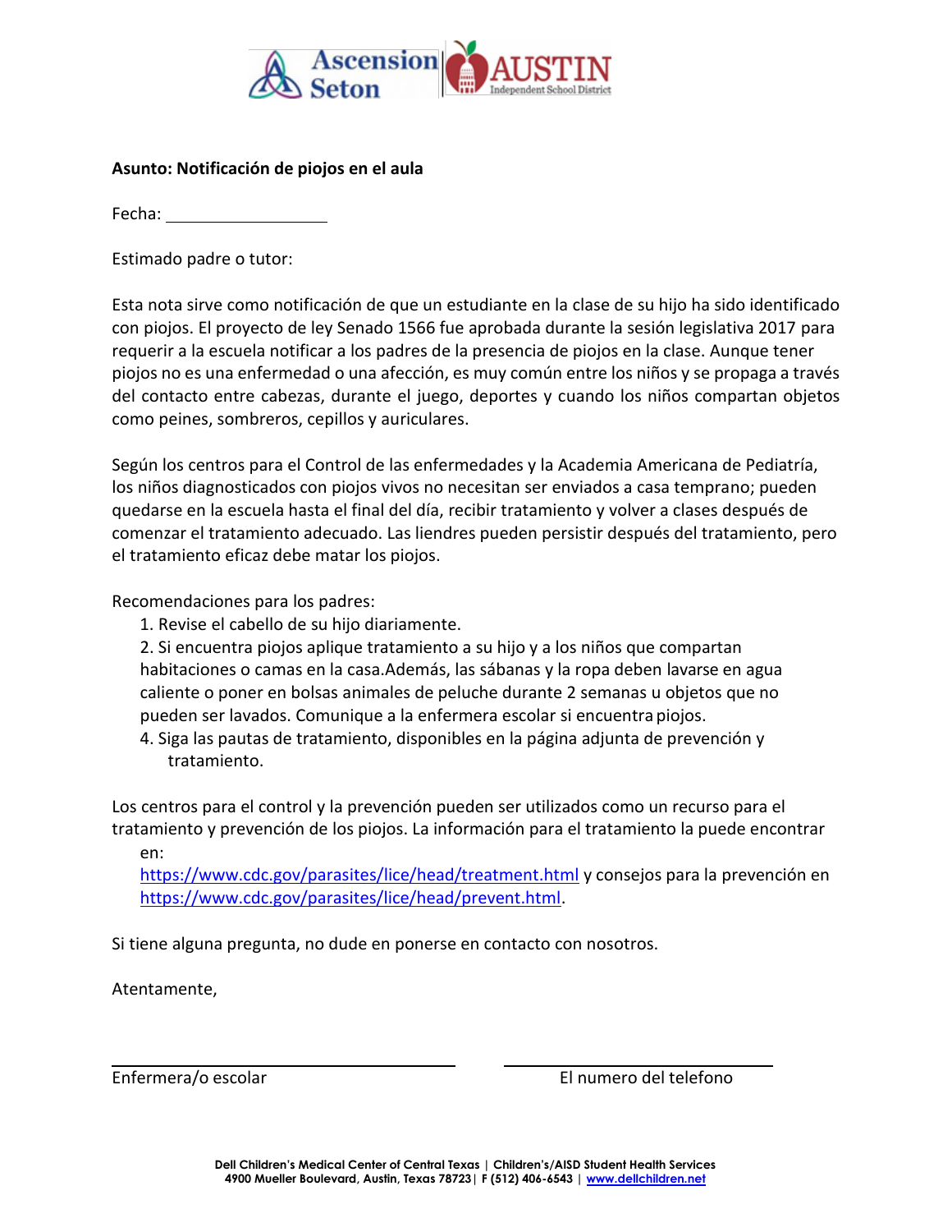**Asunto: Notificación de piojos en el aula**

Fecha: ____________________

Estimado padre o tutor:

Esta nota sirve como notificación de que un estudiante en la clase de su hijo ha sido identificado con piojos. El proyecto de ley Senado 1566 fue aprobada durante la sesión legislativa 2017 para requerir a la escuela notificar a los padres de la presencia de piojos en la clase. Aunque tener piojos no es una enfermedad o una afección, es muy común entre los niños y se propaga a través del contacto entre cabezas, durante el juego, deportes y cuando los niños compartan objetos como peines, sombreros, cepillos y auriculares.

Según los centros para el Control de las enfermedades y la Academia Americana de Pediatría, los niños diagnosticados con piojos vivos no necesitan ser enviados a casa temprano; pueden quedarse en la escuela hasta el final del día, recibir tratamiento y volver a clases después de comenzar el tratamiento adecuado. Las liendres pueden persistir después del tratamiento, pero el tratamiento eficaz debe matar los piojos.

Recomendaciones para los padres:

1. Revise el cabello de su hijo diariamente.
2. Si encuentra piojos aplique tratamiento a su hijo y a los niños que compartan habitaciones o camas en la casa.Además, las sábanas y la ropa deben lavarse en agua caliente o poner en bolsas animales de peluche durante 2 semanas u objetos que no pueden ser lavados. Comunique a la enfermera escolar si encuentra piojos.
4. Siga las pautas de tratamiento, disponibles en la página adjunta de prevención y tratamiento.

Los centros para el control y la prevención pueden ser utilizados como un recurso para el tratamiento y prevención de los piojos. La información para el tratamiento la puede encontrar en:
https://www.cdc.gov/parasites/lice/head/treatment.html y consejos para la prevención en https://www.cdc.gov/parasites/lice/head/prevent.html.

Si tiene alguna pregunta, no dude en ponerse en contacto con nosotros.

Atentamente,

______________________________ ______________________________

Enfermera/o escolar El numero del telefono

**Dell Children's Medical Center of Central Texas | Children's/AISD Student Health Services**
**4900 Mueller Boulevard, Austin, Texas 78723| F (512) 406-6543 | www.dellchildren.net**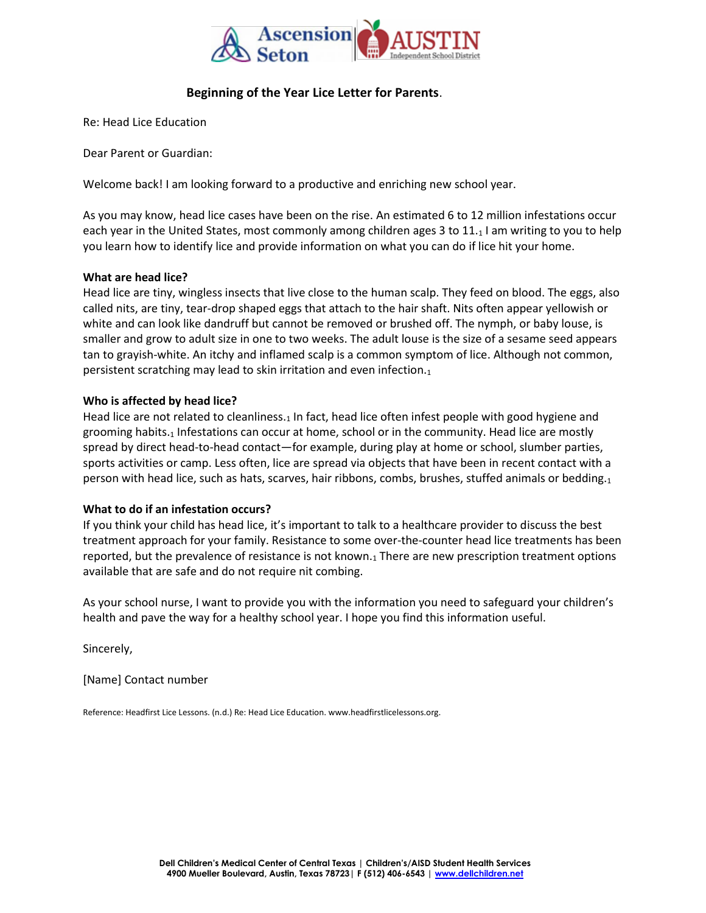## Beginning of the Year Lice Letter for Parents.

Re: Head Lice Education

Dear Parent or Guardian:

Welcome back! I am looking forward to a productive and enriching new school year.

As you may know, head lice cases have been on the rise. An estimated 6 to 12 million infestations occur each year in the United States, most commonly among children ages 3 to 11.[1] I am writing to you to help you learn how to identify lice and provide information on what you can do if lice hit your home.

**What are head lice?**
Head lice are tiny, wingless insects that live close to the human scalp. They feed on blood. The eggs, also called nits, are tiny, tear-drop shaped eggs that attach to the hair shaft. Nits often appear yellowish or white and can look like dandruff but cannot be removed or brushed off. The nymph, or baby louse, is smaller and grow to adult size in one to two weeks. The adult louse is the size of a sesame seed appears tan to grayish-white. An itchy and inflamed scalp is a common symptom of lice. Although not common, persistent scratching may lead to skin irritation and even infection.[1]

**Who is affected by head lice?**
Head lice are not related to cleanliness.[1] In fact, head lice often infest people with good hygiene and grooming habits.[1] Infestations can occur at home, school or in the community. Head lice are mostly spread by direct head-to-head contact—for example, during play at home or school, slumber parties, sports activities or camp. Less often, lice are spread via objects that have been in recent contact with a person with head lice, such as hats, scarves, hair ribbons, combs, brushes, stuffed animals or bedding.[1]

**What to do if an infestation occurs?**
If you think your child has head lice, it's important to talk to a healthcare provider to discuss the best treatment approach for your family. Resistance to some over-the-counter head lice treatments has been reported, but the prevalence of resistance is not known.[1] There are new prescription treatment options available that are safe and do not require nit combing.

As your school nurse, I want to provide you with the information you need to safeguard your children's health and pave the way for a healthy school year. I hope you find this information useful.

Sincerely,

[Name] Contact number

Reference: Headfirst Lice Lessons. (n.d.) Re: Head Lice Education. www.headfirstlicelessons.org.

**Dell Children's Medical Center of Central Texas | Children's/AISD Student Health Services**
**4900 Mueller Boulevard, Austin, Texas 78723 | F (512) 406-6543 | www.dellchildren.net**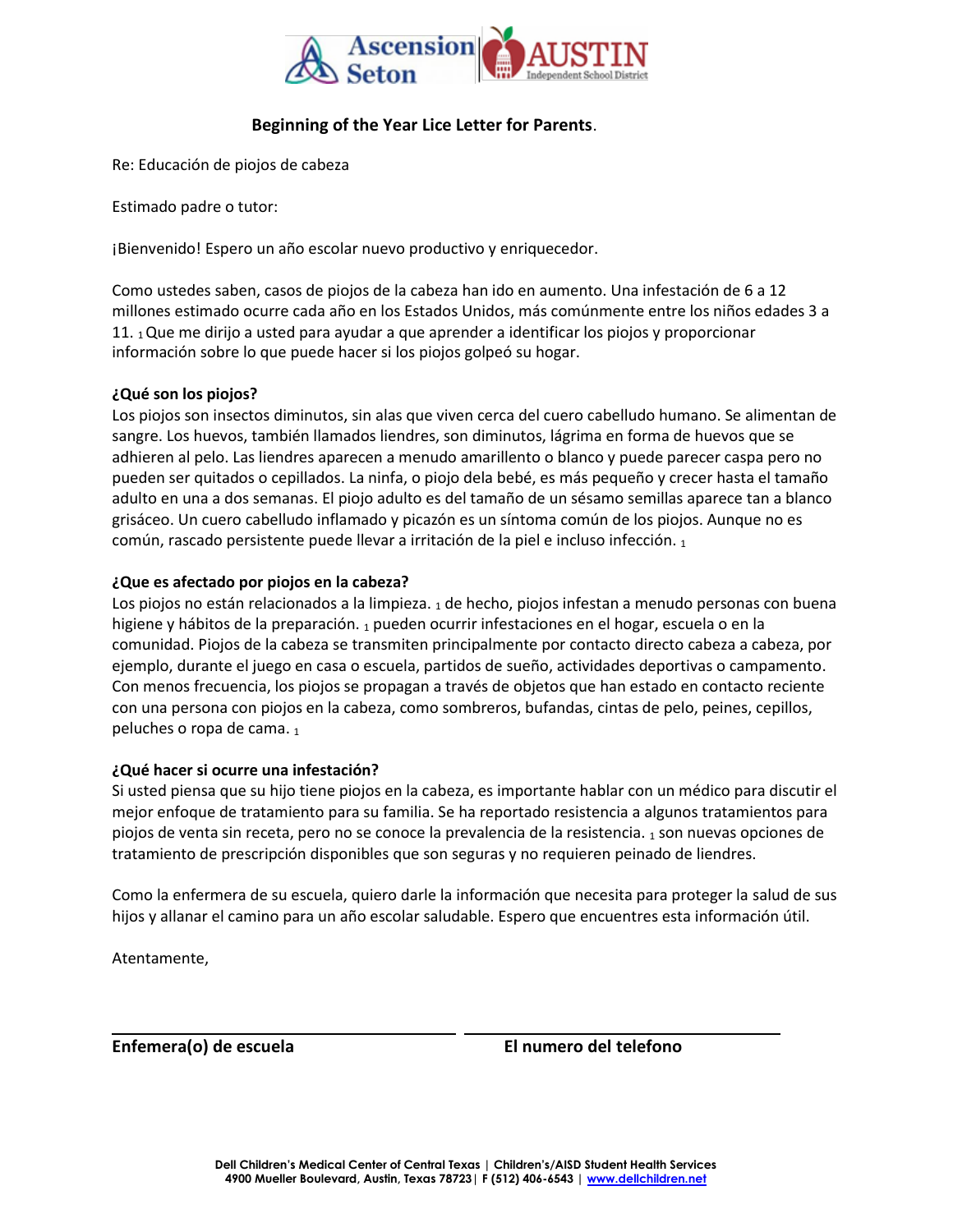**Beginning of the Year Lice Letter for Parents**.

Re: Educación de piojos de cabeza

Estimado padre o tutor:

¡Bienvenido! Espero un año escolar nuevo productivo y enriquecedor.

Como ustedes saben, casos de piojos de la cabeza han ido en aumento. Una infestación de 6 a 12 millones estimado ocurre cada año en los Estados Unidos, más comúnmente entre los niños edades 3 a 11. [1] Que me dirijo a usted para ayudar a que aprender a identificar los piojos y proporcionar información sobre lo que puede hacer si los piojos golpeó su hogar.

**¿Qué son los piojos?**

Los piojos son insectos diminutos, sin alas que viven cerca del cuero cabelludo humano. Se alimentan de sangre. Los huevos, también llamados liendres, son diminutos, lágrima en forma de huevos que se adhieren al pelo. Las liendres aparecen a menudo amarillento o blanco y puede parecer caspa pero no pueden ser quitados o cepillados. La ninfa, o piojo dela bebé, es más pequeño y crecer hasta el tamaño adulto en una a dos semanas. El piojo adulto es del tamaño de un sésamo semillas aparece tan a blanco grisáceo. Un cuero cabelludo inflamado y picazón es un síntoma común de los piojos. Aunque no es común, rascado persistente puede llevar a irritación de la piel e incluso infección. [1]

**¿Que es afectado por piojos en la cabeza?**

Los piojos no están relacionados a la limpieza. [1] de hecho, piojos infestan a menudo personas con buena higiene y hábitos de la preparación. [1] pueden ocurrir infestaciones en el hogar, escuela o en la comunidad. Piojos de la cabeza se transmiten principalmente por contacto directo cabeza a cabeza, por ejemplo, durante el juego en casa o escuela, partidos de sueño, actividades deportivas o campamento. Con menos frecuencia, los piojos se propagan a través de objetos que han estado en contacto reciente con una persona con piojos en la cabeza, como sombreros, bufandas, cintas de pelo, peines, cepillos, peluches o ropa de cama. [1]

**¿Qué hacer si ocurre una infestación?**

Si usted piensa que su hijo tiene piojos en la cabeza, es importante hablar con un médico para discutir el mejor enfoque de tratamiento para su familia. Se ha reportado resistencia a algunos tratamientos para piojos de venta sin receta, pero no se conoce la prevalencia de la resistencia. [1] son nuevas opciones de tratamiento de prescripción disponibles que son seguras y no requieren peinado de liendres.

Como la enfermera de su escuela, quiero darle la información que necesita para proteger la salud de sus hijos y allanar el camino para un año escolar saludable. Espero que encuentres esta información útil.

Atentamente,

**Enfemera(o) de escuela** **El numero del telefono**

Dell Children's Medical Center of Central Texas | Children's/AISD Student Health Services
4900 Mueller Boulevard, Austin, Texas 78723| F (512) 406-6543 | www.dellchildren.net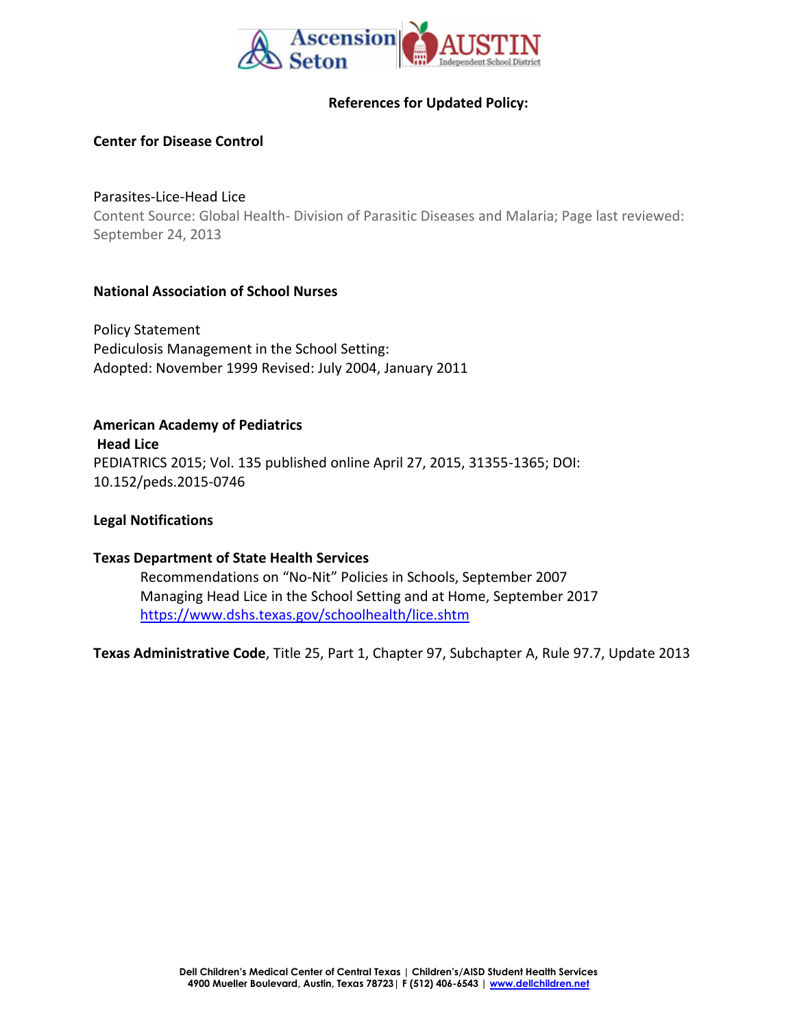**References for Updated Policy:**

**Center for Disease Control**

Parasites-Lice-Head Lice
Content Source: Global Health- Division of Parasitic Diseases and Malaria; Page last reviewed: September 24, 2013

**National Association of School Nurses**

Policy Statement
Pediculosis Management in the School Setting:
Adopted: November 1999 Revised: July 2004, January 2011

**American Academy of Pediatrics**
**Head Lice**
PEDIATRICS 2015; Vol. 135 published online April 27, 2015, 31355-1365; DOI: 10.152/peds.2015-0746

**Legal Notifications**

**Texas Department of State Health Services**
Recommendations on "No-Nit" Policies in Schools, September 2007
Managing Head Lice in the School Setting and at Home, September 2017
https://www.dshs.texas.gov/schoolhealth/lice.shtm

**Texas Administrative Code**, Title 25, Part 1, Chapter 97, Subchapter A, Rule 97.7, Update 2013